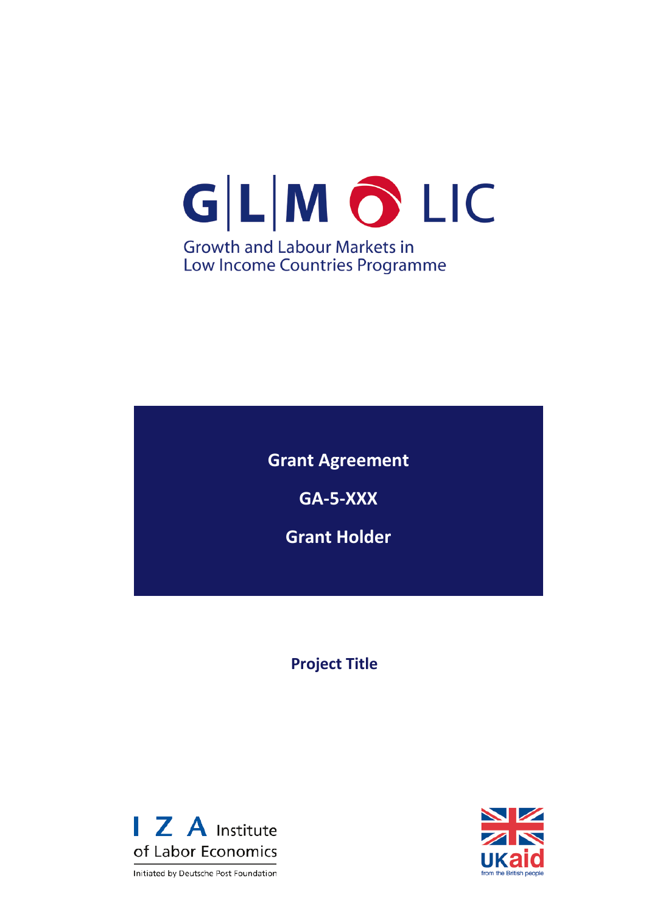G|L|M LIC

Growth and Labour Markets in
Low Income Countries Programme

# Grant Agreement

## GA-5-XXX

## Grant Holder

**Project Title**

I Z A Institute of Labor Economics
Initiated by Deutsche Post Foundation

UKaid from the British people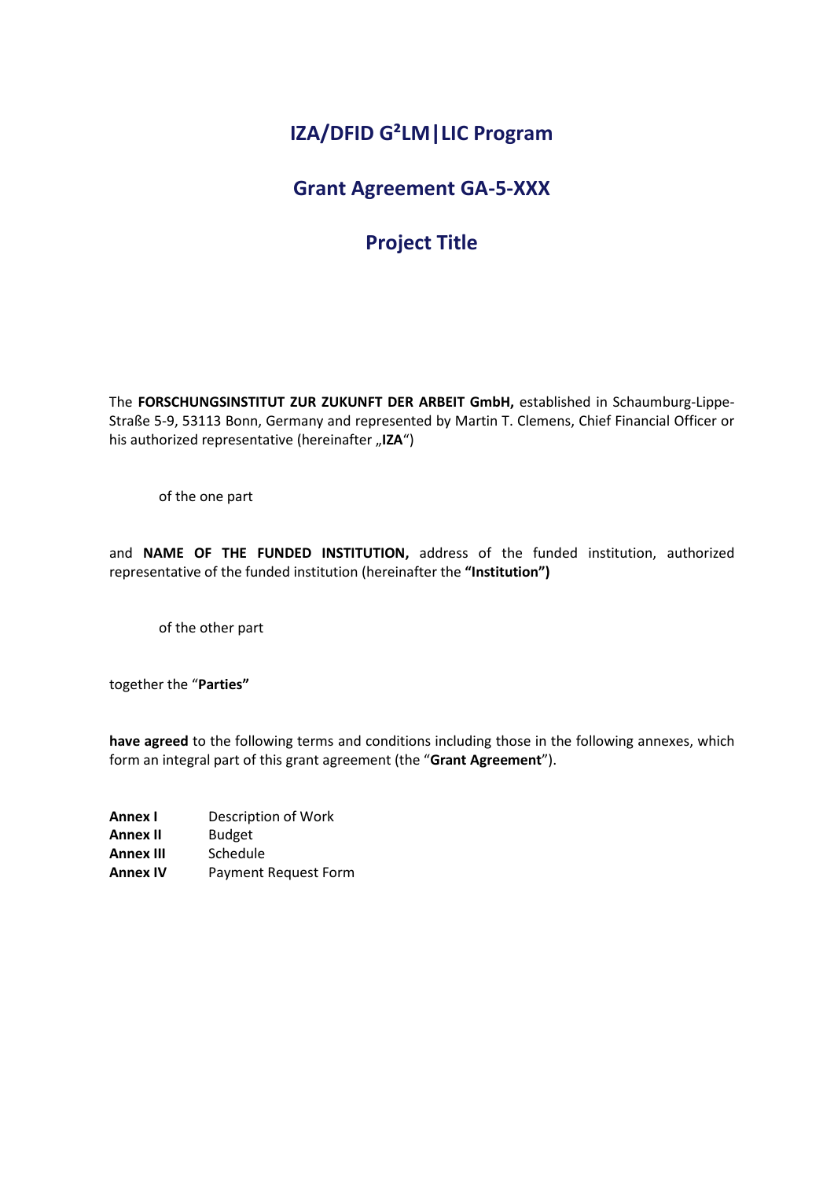# IZA/DFID G²LM|LIC Program

## Grant Agreement GA-5-XXX

## Project Title

The **FORSCHUNGSINSTITUT ZUR ZUKUNFT DER ARBEIT GmbH,** established in Schaumburg-Lippe-Straße 5-9, 53113 Bonn, Germany and represented by Martin T. Clemens, Chief Financial Officer or his authorized representative (hereinafter „**IZA**")

of the one part

and **NAME OF THE FUNDED INSTITUTION,** address of the funded institution, authorized representative of the funded institution (hereinafter the **"Institution")**

of the other part

together the "**Parties"**

**have agreed** to the following terms and conditions including those in the following annexes, which form an integral part of this grant agreement (the "**Grant Agreement**").

| | |
|---|---|
| **Annex I** | Description of Work |
| **Annex II** | Budget |
| **Annex III** | Schedule |
| **Annex IV** | Payment Request Form |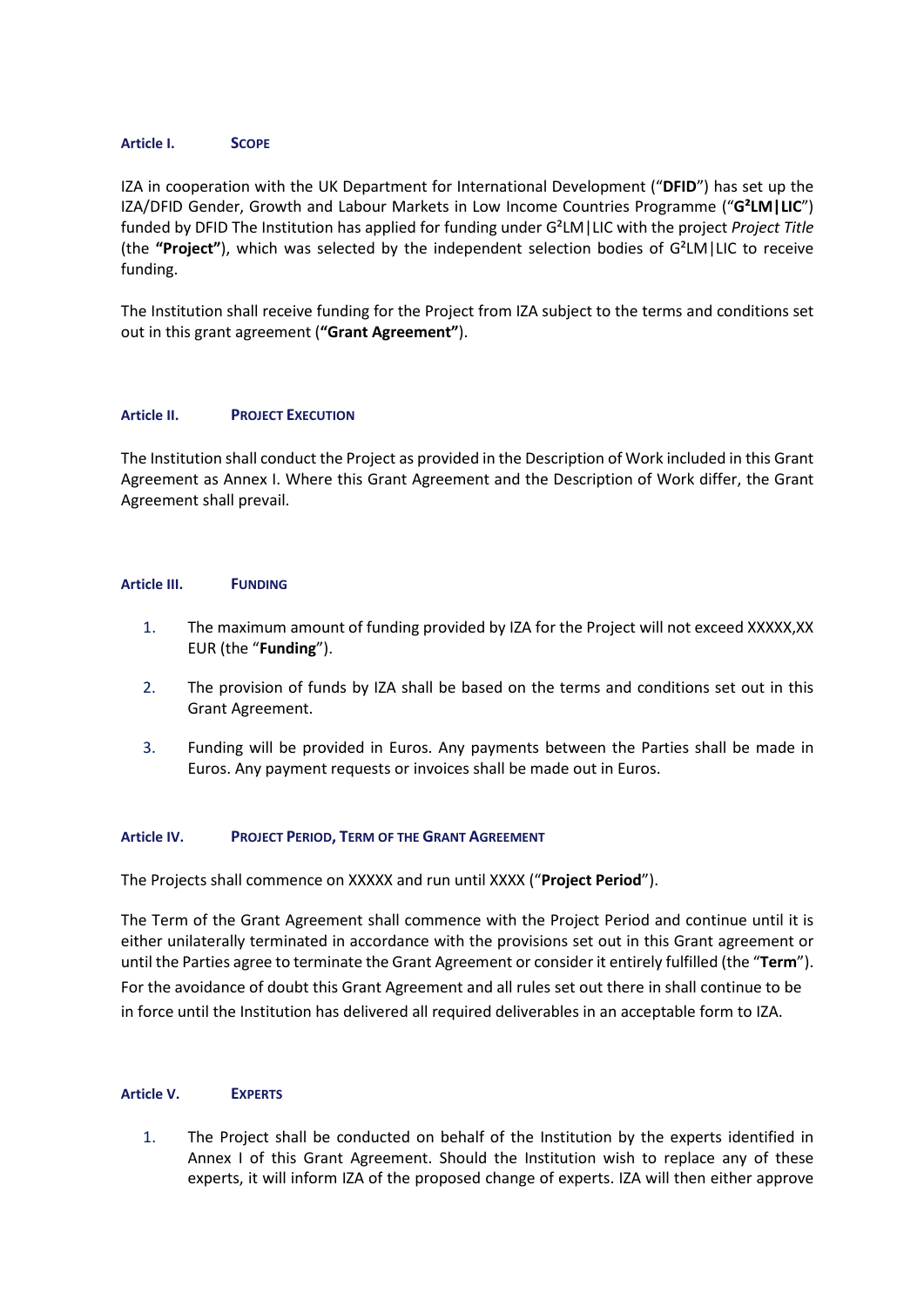#### Article I. SCOPE

IZA in cooperation with the UK Department for International Development ("**DFID**") has set up the IZA/DFID Gender, Growth and Labour Markets in Low Income Countries Programme ("**G²LM|LIC**") funded by DFID The Institution has applied for funding under G²LM|LIC with the project *Project Title* (the **"Project"**), which was selected by the independent selection bodies of G²LM|LIC to receive funding.

The Institution shall receive funding for the Project from IZA subject to the terms and conditions set out in this grant agreement (**"Grant Agreement"**).

#### Article II. PROJECT EXECUTION

The Institution shall conduct the Project as provided in the Description of Work included in this Grant Agreement as Annex I. Where this Grant Agreement and the Description of Work differ, the Grant Agreement shall prevail.

#### Article III. FUNDING

1. The maximum amount of funding provided by IZA for the Project will not exceed XXXXX,XX EUR (the "**Funding**").
2. The provision of funds by IZA shall be based on the terms and conditions set out in this Grant Agreement.
3. Funding will be provided in Euros. Any payments between the Parties shall be made in Euros. Any payment requests or invoices shall be made out in Euros.

#### Article IV. PROJECT PERIOD, TERM OF THE GRANT AGREEMENT

The Projects shall commence on XXXXX and run until XXXX ("**Project Period**").

The Term of the Grant Agreement shall commence with the Project Period and continue until it is either unilaterally terminated in accordance with the provisions set out in this Grant agreement or until the Parties agree to terminate the Grant Agreement or consider it entirely fulfilled (the "**Term**"). For the avoidance of doubt this Grant Agreement and all rules set out there in shall continue to be in force until the Institution has delivered all required deliverables in an acceptable form to IZA.

#### Article V. EXPERTS

1. The Project shall be conducted on behalf of the Institution by the experts identified in Annex I of this Grant Agreement. Should the Institution wish to replace any of these experts, it will inform IZA of the proposed change of experts. IZA will then either approve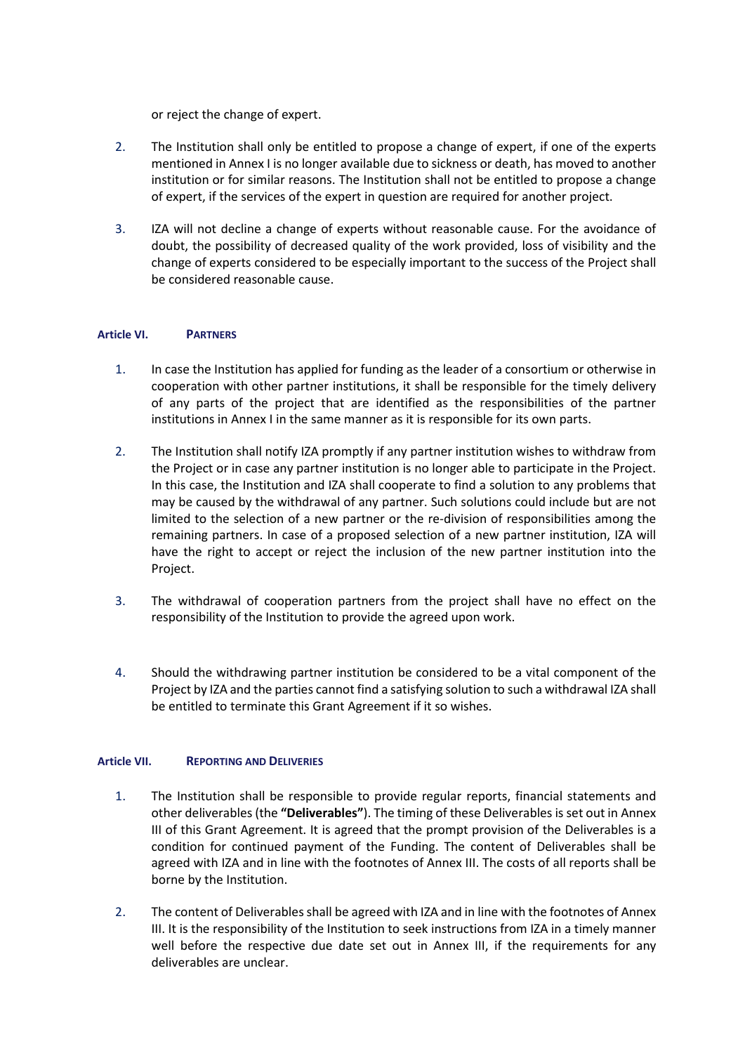or reject the change of expert.

2. The Institution shall only be entitled to propose a change of expert, if one of the experts mentioned in Annex I is no longer available due to sickness or death, has moved to another institution or for similar reasons. The Institution shall not be entitled to propose a change of expert, if the services of the expert in question are required for another project.

3. IZA will not decline a change of experts without reasonable cause. For the avoidance of doubt, the possibility of decreased quality of the work provided, loss of visibility and the change of experts considered to be especially important to the success of the Project shall be considered reasonable cause.

#### Article VI. PARTNERS

1. In case the Institution has applied for funding as the leader of a consortium or otherwise in cooperation with other partner institutions, it shall be responsible for the timely delivery of any parts of the project that are identified as the responsibilities of the partner institutions in Annex I in the same manner as it is responsible for its own parts.

2. The Institution shall notify IZA promptly if any partner institution wishes to withdraw from the Project or in case any partner institution is no longer able to participate in the Project. In this case, the Institution and IZA shall cooperate to find a solution to any problems that may be caused by the withdrawal of any partner. Such solutions could include but are not limited to the selection of a new partner or the re-division of responsibilities among the remaining partners. In case of a proposed selection of a new partner institution, IZA will have the right to accept or reject the inclusion of the new partner institution into the Project.

3. The withdrawal of cooperation partners from the project shall have no effect on the responsibility of the Institution to provide the agreed upon work.

4. Should the withdrawing partner institution be considered to be a vital component of the Project by IZA and the parties cannot find a satisfying solution to such a withdrawal IZA shall be entitled to terminate this Grant Agreement if it so wishes.

#### Article VII. REPORTING AND DELIVERIES

1. The Institution shall be responsible to provide regular reports, financial statements and other deliverables (the **"Deliverables"**). The timing of these Deliverables is set out in Annex III of this Grant Agreement. It is agreed that the prompt provision of the Deliverables is a condition for continued payment of the Funding. The content of Deliverables shall be agreed with IZA and in line with the footnotes of Annex III. The costs of all reports shall be borne by the Institution.

2. The content of Deliverables shall be agreed with IZA and in line with the footnotes of Annex III. It is the responsibility of the Institution to seek instructions from IZA in a timely manner well before the respective due date set out in Annex III, if the requirements for any deliverables are unclear.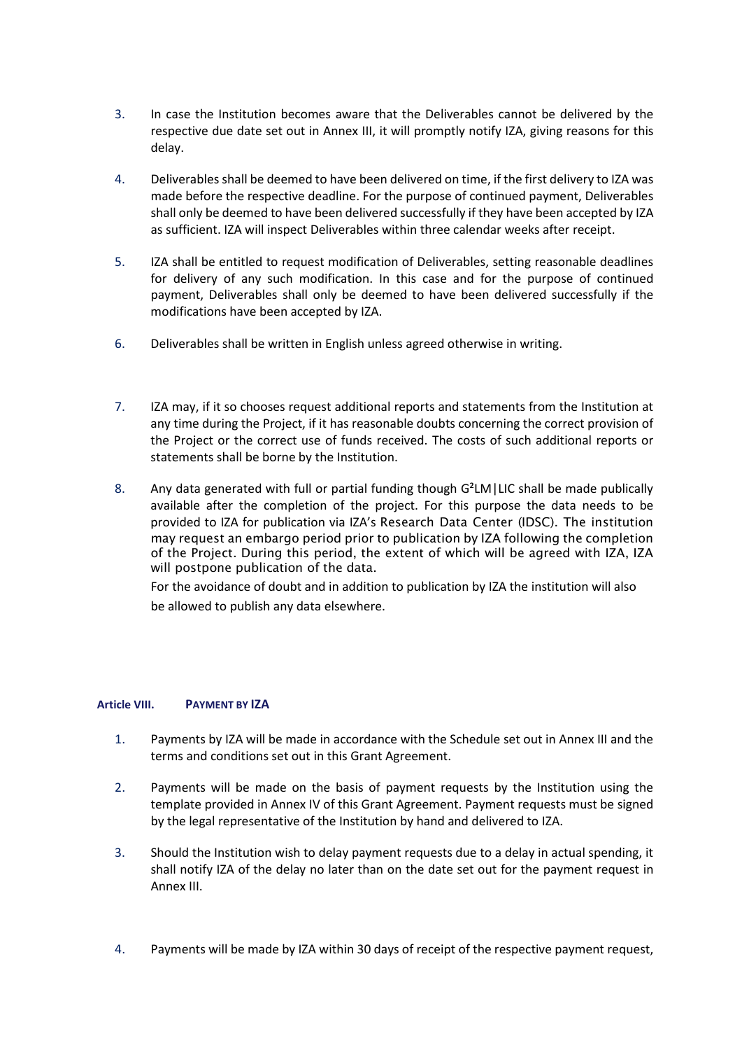3. In case the Institution becomes aware that the Deliverables cannot be delivered by the respective due date set out in Annex III, it will promptly notify IZA, giving reasons for this delay.

4. Deliverables shall be deemed to have been delivered on time, if the first delivery to IZA was made before the respective deadline. For the purpose of continued payment, Deliverables shall only be deemed to have been delivered successfully if they have been accepted by IZA as sufficient. IZA will inspect Deliverables within three calendar weeks after receipt.

5. IZA shall be entitled to request modification of Deliverables, setting reasonable deadlines for delivery of any such modification. In this case and for the purpose of continued payment, Deliverables shall only be deemed to have been delivered successfully if the modifications have been accepted by IZA.

6. Deliverables shall be written in English unless agreed otherwise in writing.

7. IZA may, if it so chooses request additional reports and statements from the Institution at any time during the Project, if it has reasonable doubts concerning the correct provision of the Project or the correct use of funds received. The costs of such additional reports or statements shall be borne by the Institution.

8. Any data generated with full or partial funding though G²LM|LIC shall be made publically available after the completion of the project. For this purpose the data needs to be provided to IZA for publication via IZA's Research Data Center (IDSC). The institution may request an embargo period prior to publication by IZA following the completion of the Project. During this period, the extent of which will be agreed with IZA, IZA will postpone publication of the data.

   For the avoidance of doubt and in addition to publication by IZA the institution will also be allowed to publish any data elsewhere.

#### Article VIII. PAYMENT BY IZA

1. Payments by IZA will be made in accordance with the Schedule set out in Annex III and the terms and conditions set out in this Grant Agreement.

2. Payments will be made on the basis of payment requests by the Institution using the template provided in Annex IV of this Grant Agreement. Payment requests must be signed by the legal representative of the Institution by hand and delivered to IZA.

3. Should the Institution wish to delay payment requests due to a delay in actual spending, it shall notify IZA of the delay no later than on the date set out for the payment request in Annex III.

4. Payments will be made by IZA within 30 days of receipt of the respective payment request,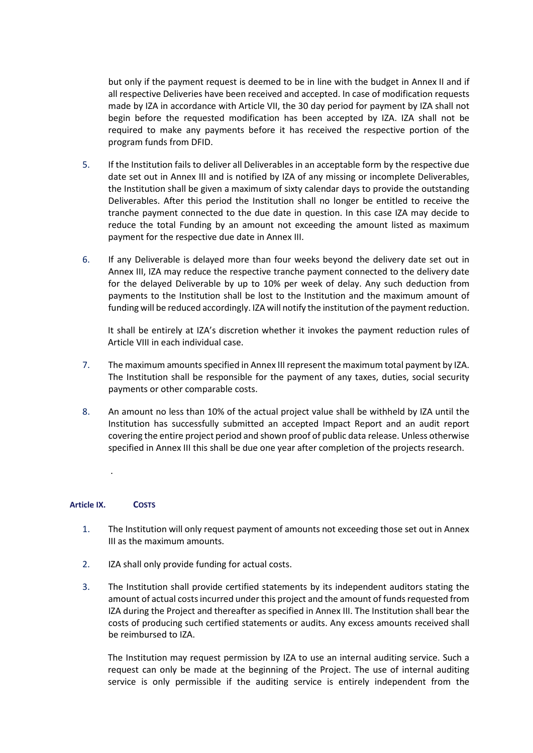but only if the payment request is deemed to be in line with the budget in Annex II and if all respective Deliveries have been received and accepted. In case of modification requests made by IZA in accordance with Article VII, the 30 day period for payment by IZA shall not begin before the requested modification has been accepted by IZA. IZA shall not be required to make any payments before it has received the respective portion of the program funds from DFID.

5. If the Institution fails to deliver all Deliverables in an acceptable form by the respective due date set out in Annex III and is notified by IZA of any missing or incomplete Deliverables, the Institution shall be given a maximum of sixty calendar days to provide the outstanding Deliverables. After this period the Institution shall no longer be entitled to receive the tranche payment connected to the due date in question. In this case IZA may decide to reduce the total Funding by an amount not exceeding the amount listed as maximum payment for the respective due date in Annex III.

6. If any Deliverable is delayed more than four weeks beyond the delivery date set out in Annex III, IZA may reduce the respective tranche payment connected to the delivery date for the delayed Deliverable by up to 10% per week of delay. Any such deduction from payments to the Institution shall be lost to the Institution and the maximum amount of funding will be reduced accordingly. IZA will notify the institution of the payment reduction.

   It shall be entirely at IZA's discretion whether it invokes the payment reduction rules of Article VIII in each individual case.

7. The maximum amounts specified in Annex III represent the maximum total payment by IZA. The Institution shall be responsible for the payment of any taxes, duties, social security payments or other comparable costs.

8. An amount no less than 10% of the actual project value shall be withheld by IZA until the Institution has successfully submitted an accepted Impact Report and an audit report covering the entire project period and shown proof of public data release. Unless otherwise specified in Annex III this shall be due one year after completion of the projects research.

.

#### Article IX. COSTS

1. The Institution will only request payment of amounts not exceeding those set out in Annex III as the maximum amounts.

2. IZA shall only provide funding for actual costs.

3. The Institution shall provide certified statements by its independent auditors stating the amount of actual costs incurred under this project and the amount of funds requested from IZA during the Project and thereafter as specified in Annex III. The Institution shall bear the costs of producing such certified statements or audits. Any excess amounts received shall be reimbursed to IZA.

   The Institution may request permission by IZA to use an internal auditing service. Such a request can only be made at the beginning of the Project. The use of internal auditing service is only permissible if the auditing service is entirely independent from the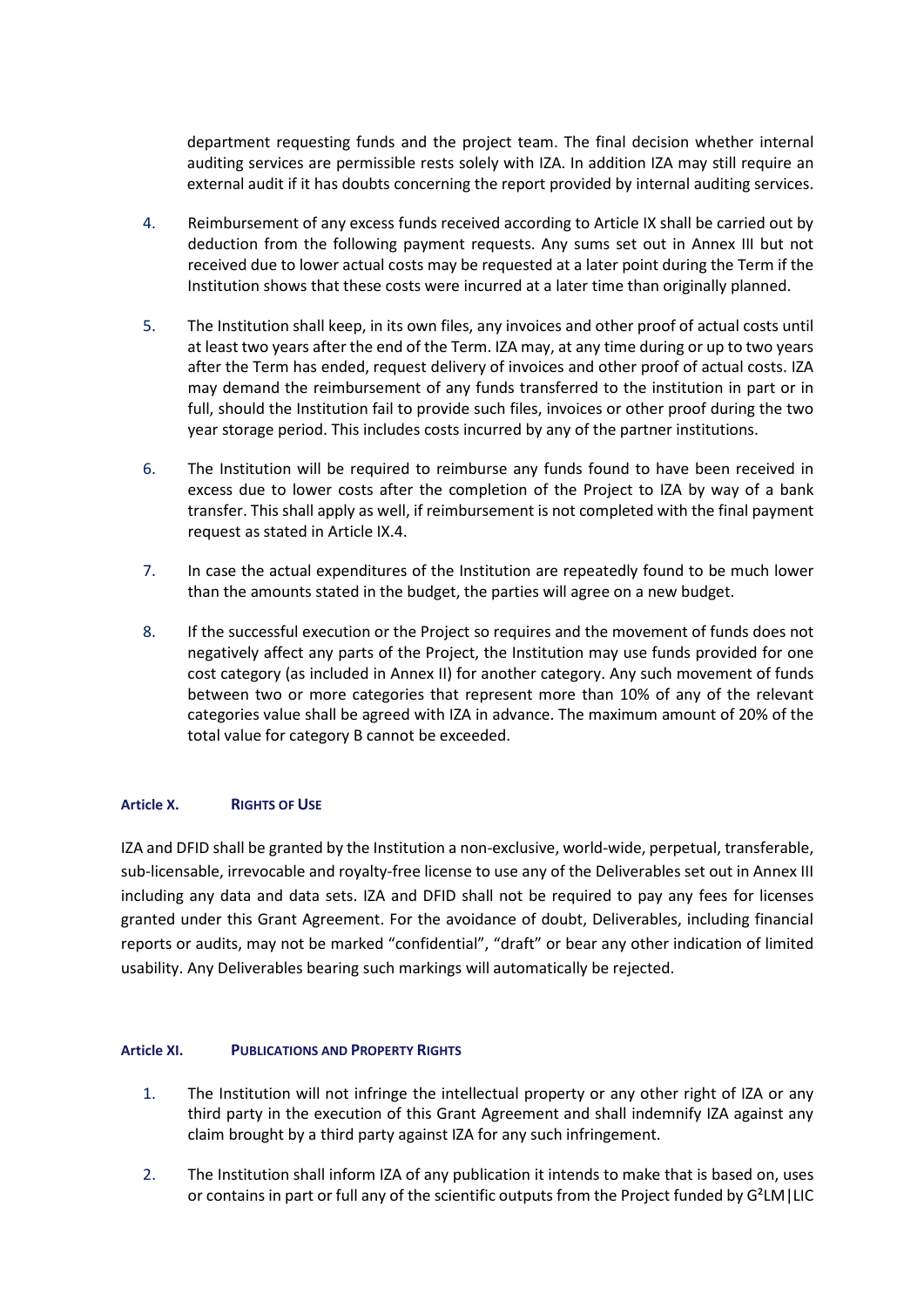department requesting funds and the project team. The final decision whether internal auditing services are permissible rests solely with IZA. In addition IZA may still require an external audit if it has doubts concerning the report provided by internal auditing services.

4. Reimbursement of any excess funds received according to Article IX shall be carried out by deduction from the following payment requests. Any sums set out in Annex III but not received due to lower actual costs may be requested at a later point during the Term if the Institution shows that these costs were incurred at a later time than originally planned.

5. The Institution shall keep, in its own files, any invoices and other proof of actual costs until at least two years after the end of the Term. IZA may, at any time during or up to two years after the Term has ended, request delivery of invoices and other proof of actual costs. IZA may demand the reimbursement of any funds transferred to the institution in part or in full, should the Institution fail to provide such files, invoices or other proof during the two year storage period. This includes costs incurred by any of the partner institutions.

6. The Institution will be required to reimburse any funds found to have been received in excess due to lower costs after the completion of the Project to IZA by way of a bank transfer. This shall apply as well, if reimbursement is not completed with the final payment request as stated in Article IX.4.

7. In case the actual expenditures of the Institution are repeatedly found to be much lower than the amounts stated in the budget, the parties will agree on a new budget.

8. If the successful execution or the Project so requires and the movement of funds does not negatively affect any parts of the Project, the Institution may use funds provided for one cost category (as included in Annex II) for another category. Any such movement of funds between two or more categories that represent more than 10% of any of the relevant categories value shall be agreed with IZA in advance. The maximum amount of 20% of the total value for category B cannot be exceeded.

#### Article X. RIGHTS OF USE

IZA and DFID shall be granted by the Institution a non-exclusive, world-wide, perpetual, transferable, sub-licensable, irrevocable and royalty-free license to use any of the Deliverables set out in Annex III including any data and data sets. IZA and DFID shall not be required to pay any fees for licenses granted under this Grant Agreement. For the avoidance of doubt, Deliverables, including financial reports or audits, may not be marked “confidential”, “draft” or bear any other indication of limited usability. Any Deliverables bearing such markings will automatically be rejected.

#### Article XI. PUBLICATIONS AND PROPERTY RIGHTS

1. The Institution will not infringe the intellectual property or any other right of IZA or any third party in the execution of this Grant Agreement and shall indemnify IZA against any claim brought by a third party against IZA for any such infringement.

2. The Institution shall inform IZA of any publication it intends to make that is based on, uses or contains in part or full any of the scientific outputs from the Project funded by G²LM|LIC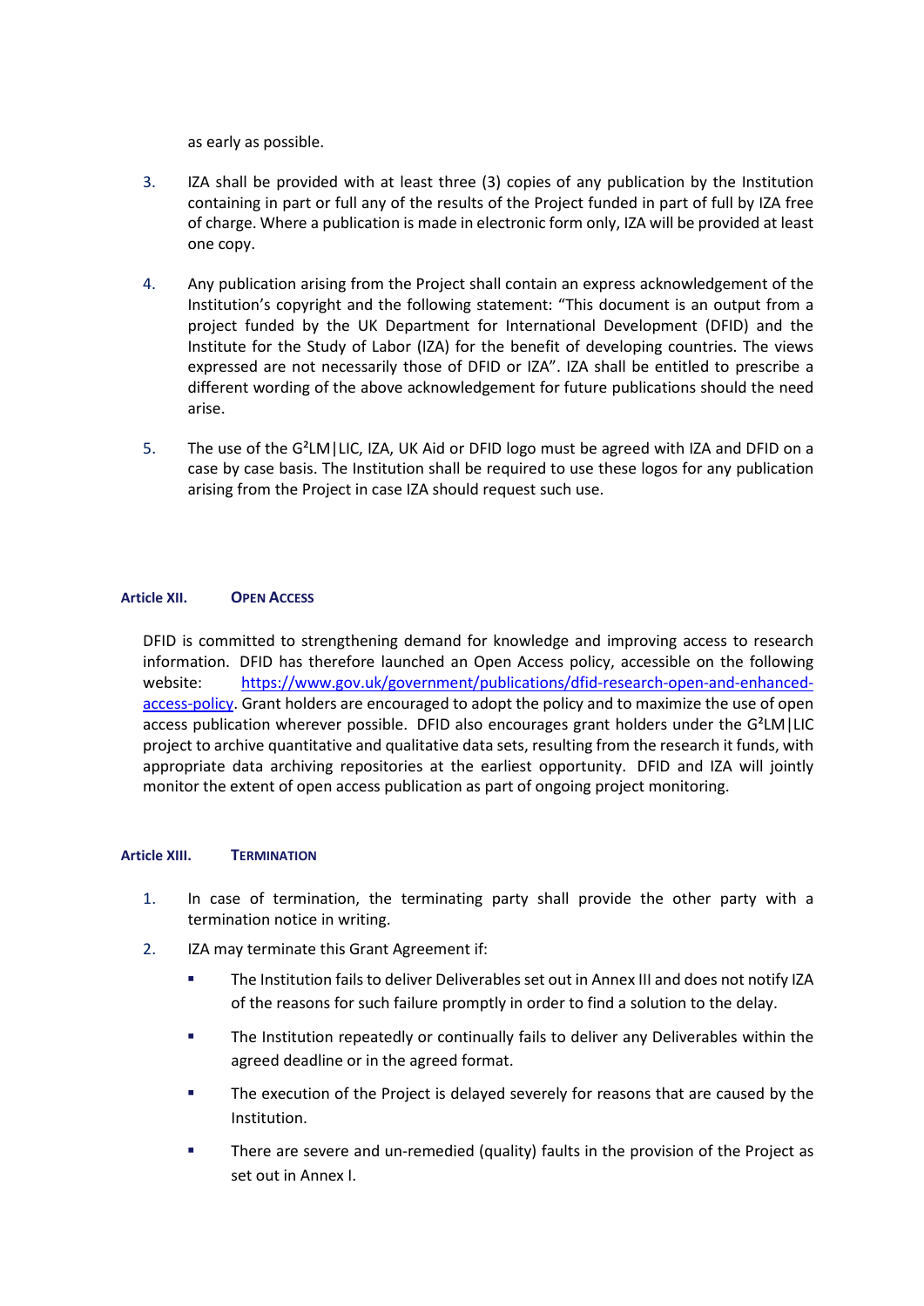as early as possible.

3. IZA shall be provided with at least three (3) copies of any publication by the Institution containing in part or full any of the results of the Project funded in part of full by IZA free of charge. Where a publication is made in electronic form only, IZA will be provided at least one copy.

4. Any publication arising from the Project shall contain an express acknowledgement of the Institution's copyright and the following statement: "This document is an output from a project funded by the UK Department for International Development (DFID) and the Institute for the Study of Labor (IZA) for the benefit of developing countries. The views expressed are not necessarily those of DFID or IZA". IZA shall be entitled to prescribe a different wording of the above acknowledgement for future publications should the need arise.

5. The use of the G²LM|LIC, IZA, UK Aid or DFID logo must be agreed with IZA and DFID on a case by case basis. The Institution shall be required to use these logos for any publication arising from the Project in case IZA should request such use.

## Article XII. Open Access

DFID is committed to strengthening demand for knowledge and improving access to research information. DFID has therefore launched an Open Access policy, accessible on the following website: https://www.gov.uk/government/publications/dfid-research-open-and-enhanced-access-policy. Grant holders are encouraged to adopt the policy and to maximize the use of open access publication wherever possible. DFID also encourages grant holders under the G²LM|LIC project to archive quantitative and qualitative data sets, resulting from the research it funds, with appropriate data archiving repositories at the earliest opportunity. DFID and IZA will jointly monitor the extent of open access publication as part of ongoing project monitoring.

## Article XIII. Termination

1. In case of termination, the terminating party shall provide the other party with a termination notice in writing.

2. IZA may terminate this Grant Agreement if:
   - The Institution fails to deliver Deliverables set out in Annex III and does not notify IZA of the reasons for such failure promptly in order to find a solution to the delay.
   - The Institution repeatedly or continually fails to deliver any Deliverables within the agreed deadline or in the agreed format.
   - The execution of the Project is delayed severely for reasons that are caused by the Institution.
   - There are severe and un-remedied (quality) faults in the provision of the Project as set out in Annex I.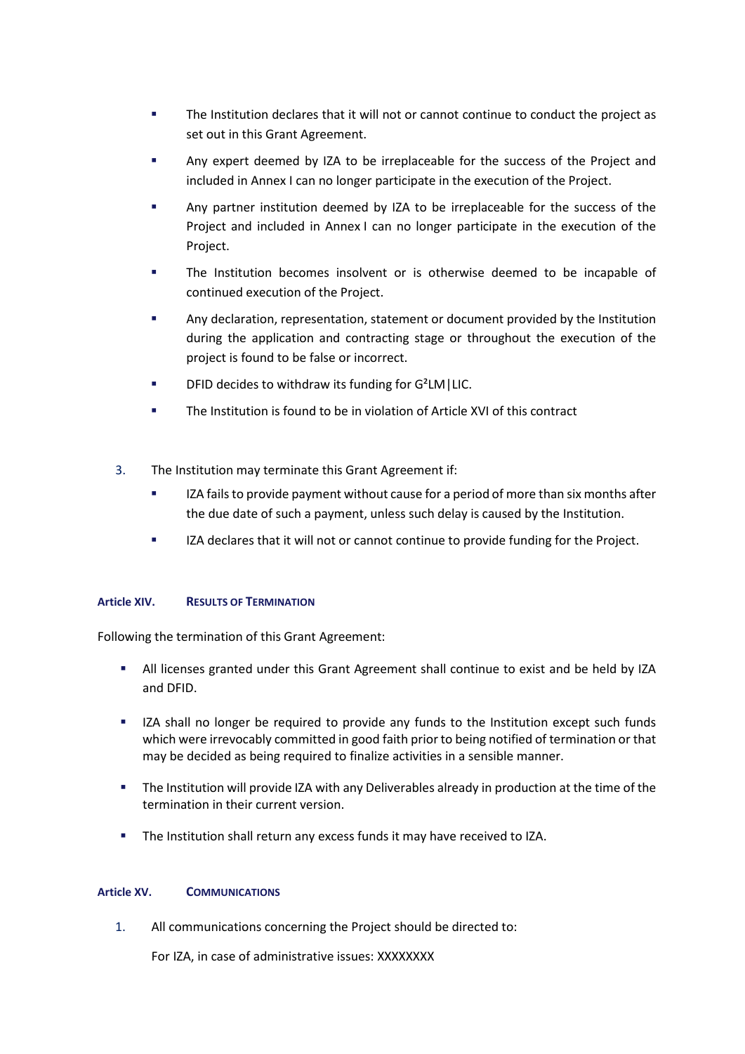- The Institution declares that it will not or cannot continue to conduct the project as set out in this Grant Agreement.
- Any expert deemed by IZA to be irreplaceable for the success of the Project and included in Annex I can no longer participate in the execution of the Project.
- Any partner institution deemed by IZA to be irreplaceable for the success of the Project and included in Annex I can no longer participate in the execution of the Project.
- The Institution becomes insolvent or is otherwise deemed to be incapable of continued execution of the Project.
- Any declaration, representation, statement or document provided by the Institution during the application and contracting stage or throughout the execution of the project is found to be false or incorrect.
- DFID decides to withdraw its funding for G²LM|LIC.
- The Institution is found to be in violation of Article XVI of this contract

3. The Institution may terminate this Grant Agreement if:
   - IZA fails to provide payment without cause for a period of more than six months after the due date of such a payment, unless such delay is caused by the Institution.
   - IZA declares that it will not or cannot continue to provide funding for the Project.

#### Article XIV. Results of Termination

Following the termination of this Grant Agreement:

- All licenses granted under this Grant Agreement shall continue to exist and be held by IZA and DFID.
- IZA shall no longer be required to provide any funds to the Institution except such funds which were irrevocably committed in good faith prior to being notified of termination or that may be decided as being required to finalize activities in a sensible manner.
- The Institution will provide IZA with any Deliverables already in production at the time of the termination in their current version.
- The Institution shall return any excess funds it may have received to IZA.

#### Article XV. Communications

1. All communications concerning the Project should be directed to:

   For IZA, in case of administrative issues: XXXXXXXX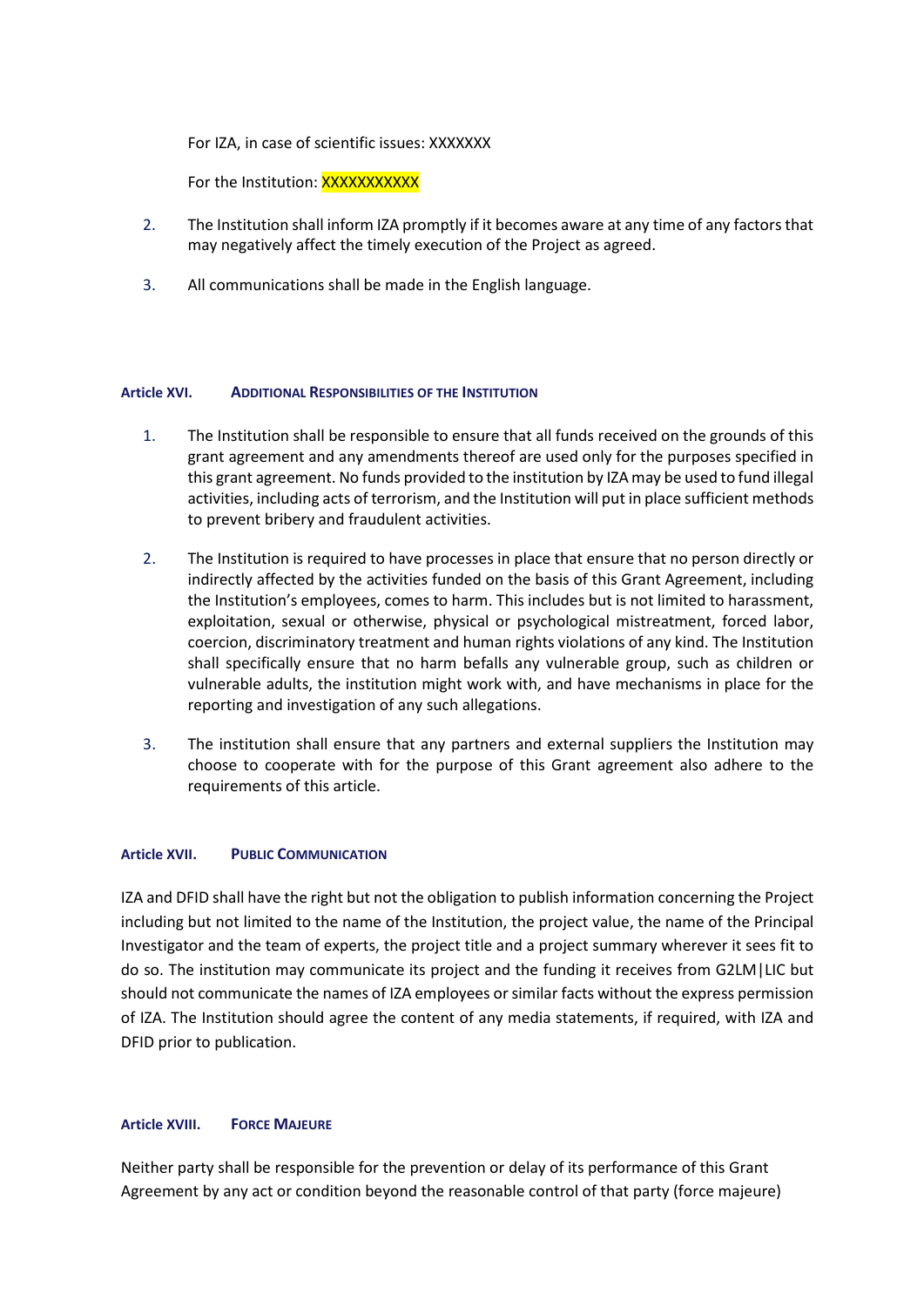For IZA, in case of scientific issues: XXXXXXX

For the Institution: XXXXXXXXXXX

2. The Institution shall inform IZA promptly if it becomes aware at any time of any factors that may negatively affect the timely execution of the Project as agreed.

3. All communications shall be made in the English language.

#### Article XVI. Additional Responsibilities of the Institution

1. The Institution shall be responsible to ensure that all funds received on the grounds of this grant agreement and any amendments thereof are used only for the purposes specified in this grant agreement. No funds provided to the institution by IZA may be used to fund illegal activities, including acts of terrorism, and the Institution will put in place sufficient methods to prevent bribery and fraudulent activities.

2. The Institution is required to have processes in place that ensure that no person directly or indirectly affected by the activities funded on the basis of this Grant Agreement, including the Institution's employees, comes to harm. This includes but is not limited to harassment, exploitation, sexual or otherwise, physical or psychological mistreatment, forced labor, coercion, discriminatory treatment and human rights violations of any kind. The Institution shall specifically ensure that no harm befalls any vulnerable group, such as children or vulnerable adults, the institution might work with, and have mechanisms in place for the reporting and investigation of any such allegations.

3. The institution shall ensure that any partners and external suppliers the Institution may choose to cooperate with for the purpose of this Grant agreement also adhere to the requirements of this article.

#### Article XVII. Public Communication

IZA and DFID shall have the right but not the obligation to publish information concerning the Project including but not limited to the name of the Institution, the project value, the name of the Principal Investigator and the team of experts, the project title and a project summary wherever it sees fit to do so. The institution may communicate its project and the funding it receives from G2LM|LIC but should not communicate the names of IZA employees or similar facts without the express permission of IZA. The Institution should agree the content of any media statements, if required, with IZA and DFID prior to publication.

#### Article XVIII. Force Majeure

Neither party shall be responsible for the prevention or delay of its performance of this Grant Agreement by any act or condition beyond the reasonable control of that party (force majeure)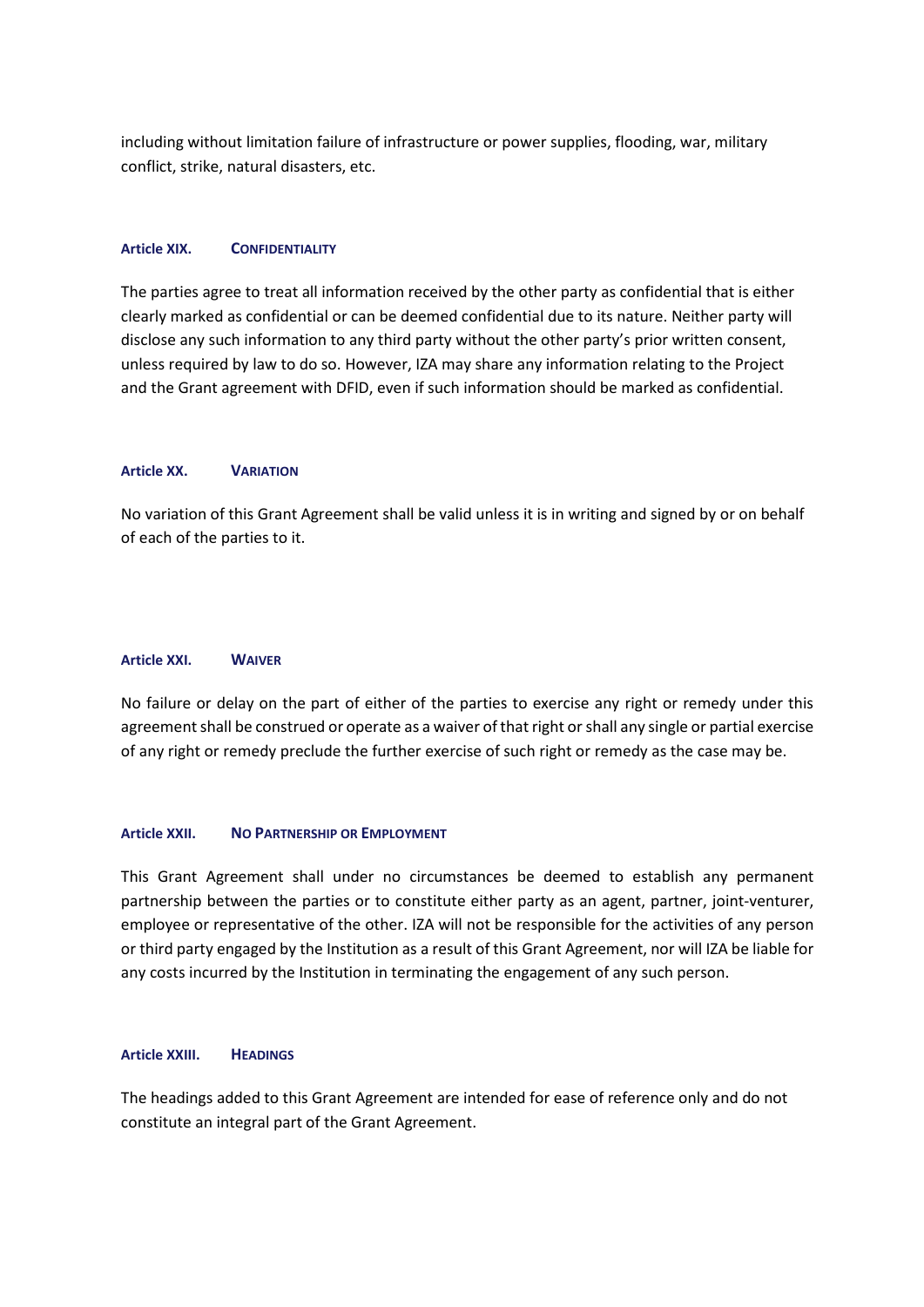including without limitation failure of infrastructure or power supplies, flooding, war, military conflict, strike, natural disasters, etc.

### Article XIX. CONFIDENTIALITY

The parties agree to treat all information received by the other party as confidential that is either clearly marked as confidential or can be deemed confidential due to its nature. Neither party will disclose any such information to any third party without the other party's prior written consent, unless required by law to do so. However, IZA may share any information relating to the Project and the Grant agreement with DFID, even if such information should be marked as confidential.

### Article XX. VARIATION

No variation of this Grant Agreement shall be valid unless it is in writing and signed by or on behalf of each of the parties to it.

### Article XXI. WAIVER

No failure or delay on the part of either of the parties to exercise any right or remedy under this agreement shall be construed or operate as a waiver of that right or shall any single or partial exercise of any right or remedy preclude the further exercise of such right or remedy as the case may be.

### Article XXII. NO PARTNERSHIP OR EMPLOYMENT

This Grant Agreement shall under no circumstances be deemed to establish any permanent partnership between the parties or to constitute either party as an agent, partner, joint-venturer, employee or representative of the other. IZA will not be responsible for the activities of any person or third party engaged by the Institution as a result of this Grant Agreement, nor will IZA be liable for any costs incurred by the Institution in terminating the engagement of any such person.

### Article XXIII. HEADINGS

The headings added to this Grant Agreement are intended for ease of reference only and do not constitute an integral part of the Grant Agreement.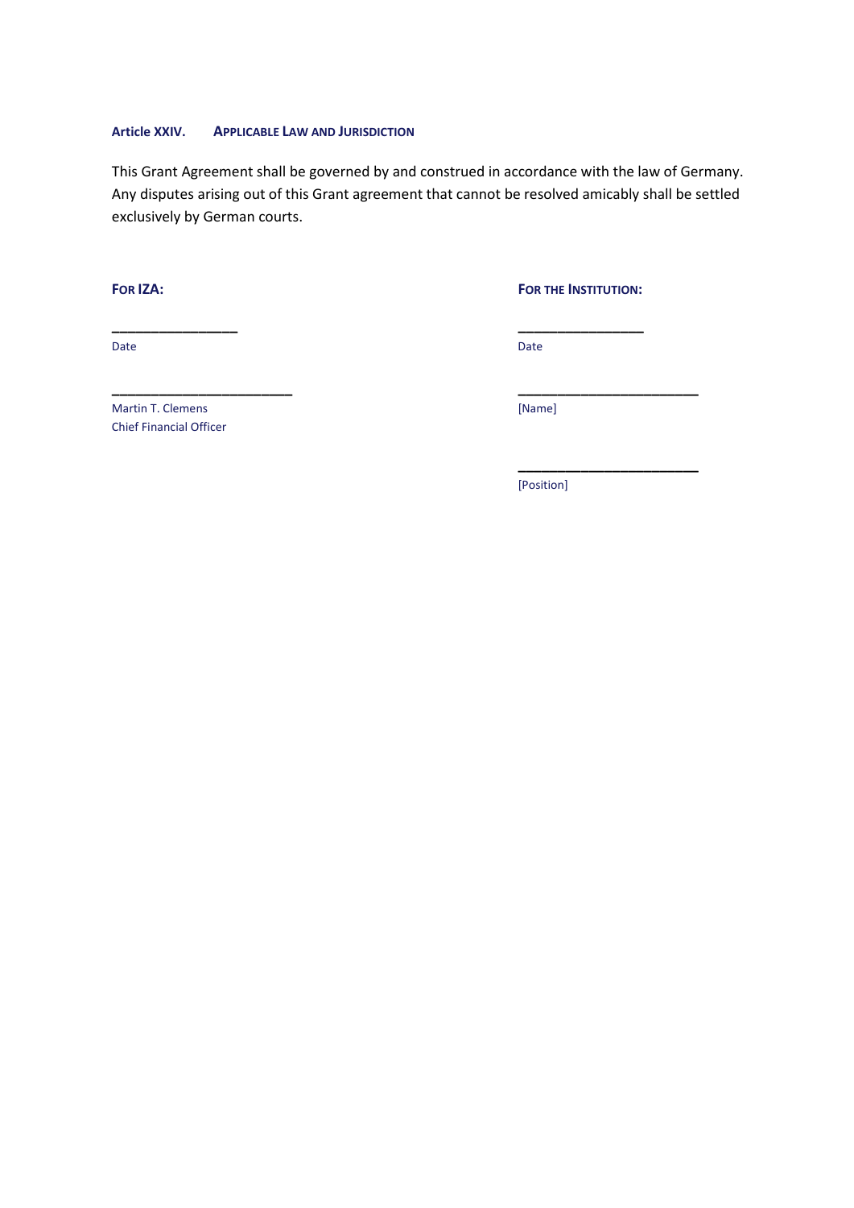### Article XXIV. APPLICABLE LAW AND JURISDICTION

This Grant Agreement shall be governed by and construed in accordance with the law of Germany. Any disputes arising out of this Grant agreement that cannot be resolved amicably shall be settled exclusively by German courts.

| **FOR IZA:** | **FOR THE INSTITUTION:** |
|---|---|
| ________________ | ________________ |
| Date | Date |
| ________________________ | ________________________ |
| Martin T. Clemens<br>Chief Financial Officer | [Name] |
| | ________________________ |
| | [Position] |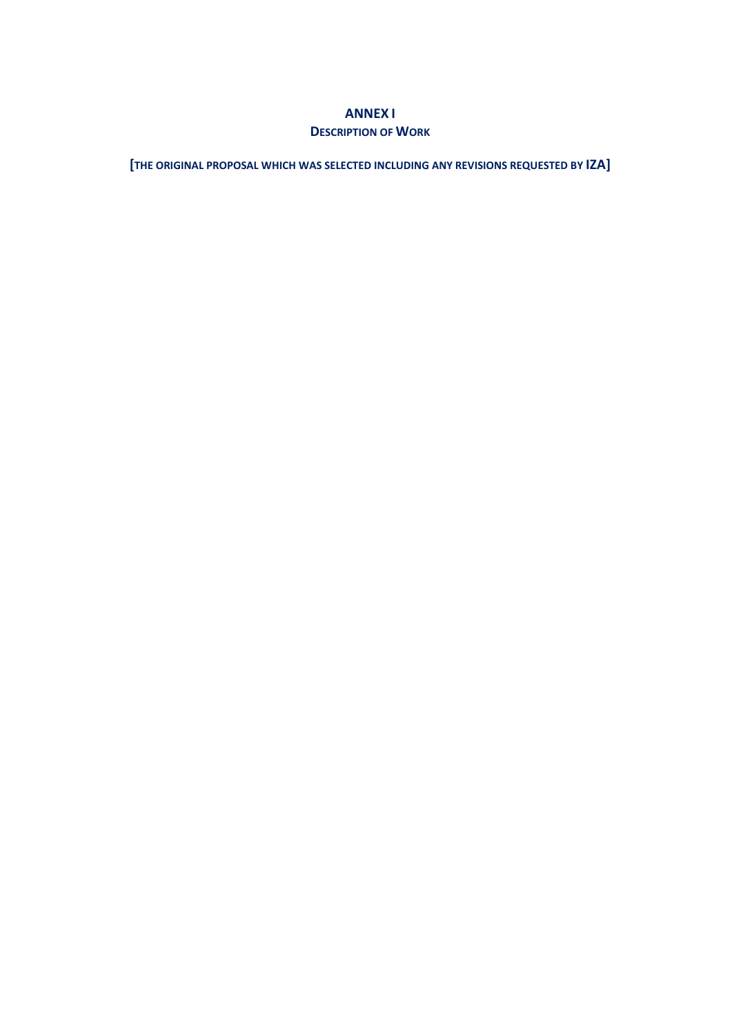# ANNEX I

## DESCRIPTION OF WORK

**[THE ORIGINAL PROPOSAL WHICH WAS SELECTED INCLUDING ANY REVISIONS REQUESTED BY IZA]**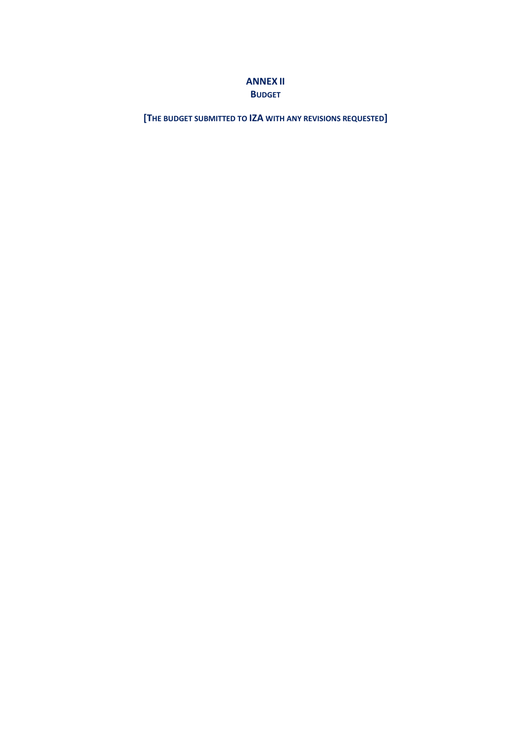# ANNEX II

## BUDGET

**[THE BUDGET SUBMITTED TO IZA WITH ANY REVISIONS REQUESTED]**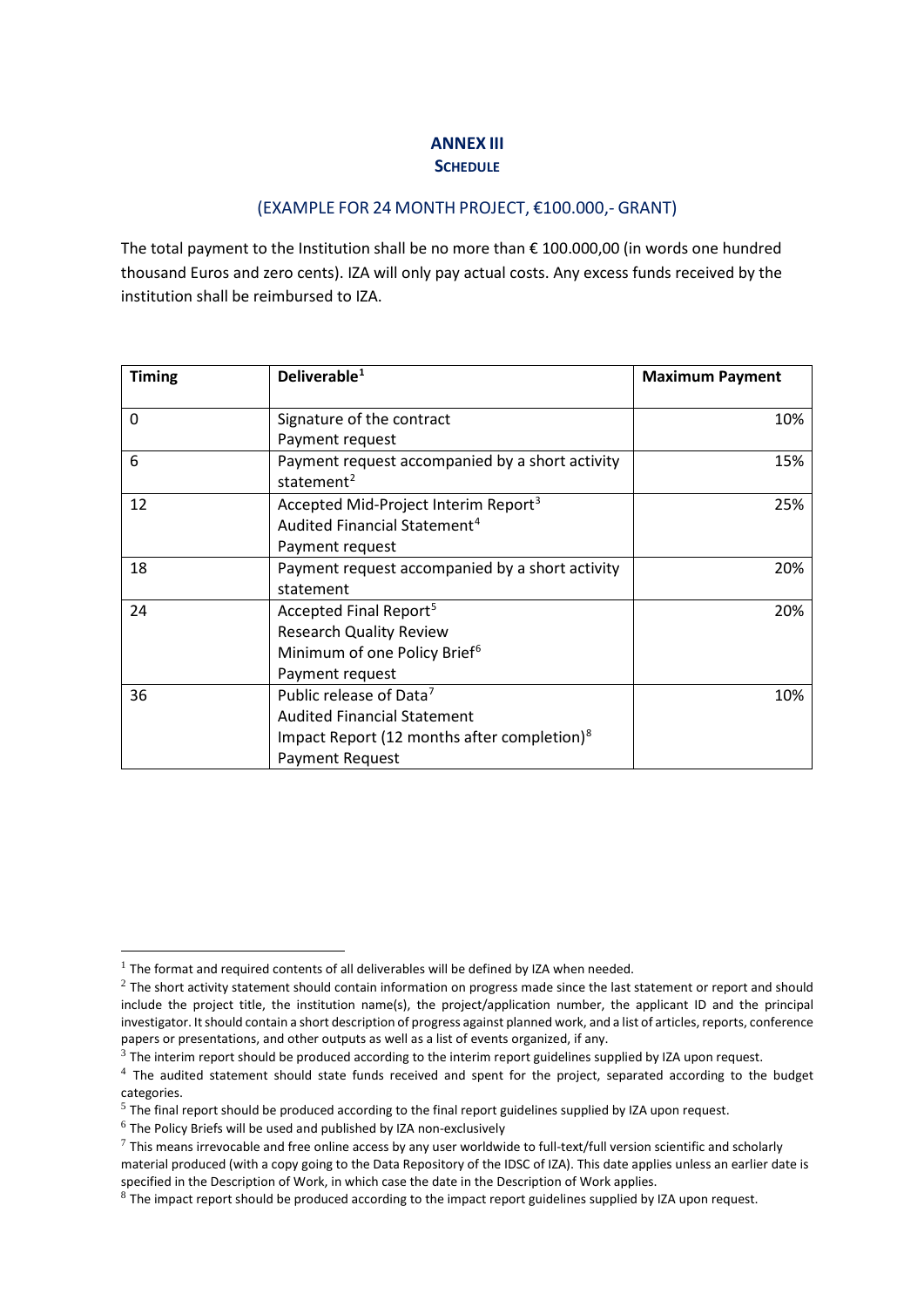# ANNEX III
## SCHEDULE

### (EXAMPLE FOR 24 MONTH PROJECT, €100.000,- GRANT)

The total payment to the Institution shall be no more than € 100.000,00 (in words one hundred thousand Euros and zero cents). IZA will only pay actual costs. Any excess funds received by the institution shall be reimbursed to IZA.

| Timing | Deliverable[1] | Maximum Payment |
|---|---|---|
| 0 | Signature of the contract<br>Payment request | 10% |
| 6 | Payment request accompanied by a short activity statement[2] | 15% |
| 12 | Accepted Mid-Project Interim Report[3]<br>Audited Financial Statement[4]<br>Payment request | 25% |
| 18 | Payment request accompanied by a short activity statement | 20% |
| 24 | Accepted Final Report[5]<br>Research Quality Review<br>Minimum of one Policy Brief[6]<br>Payment request | 20% |
| 36 | Public release of Data[7]<br>Audited Financial Statement<br>Impact Report (12 months after completion)[8]<br>Payment Request | 10% |

---

[1] The format and required contents of all deliverables will be defined by IZA when needed.

[2] The short activity statement should contain information on progress made since the last statement or report and should include the project title, the institution name(s), the project/application number, the applicant ID and the principal investigator. It should contain a short description of progress against planned work, and a list of articles, reports, conference papers or presentations, and other outputs as well as a list of events organized, if any.

[3] The interim report should be produced according to the interim report guidelines supplied by IZA upon request.

[4] The audited statement should state funds received and spent for the project, separated according to the budget categories.

[5] The final report should be produced according to the final report guidelines supplied by IZA upon request.

[6] The Policy Briefs will be used and published by IZA non-exclusively

[7] This means irrevocable and free online access by any user worldwide to full-text/full version scientific and scholarly material produced (with a copy going to the Data Repository of the IDSC of IZA). This date applies unless an earlier date is specified in the Description of Work, in which case the date in the Description of Work applies.

[8] The impact report should be produced according to the impact report guidelines supplied by IZA upon request.